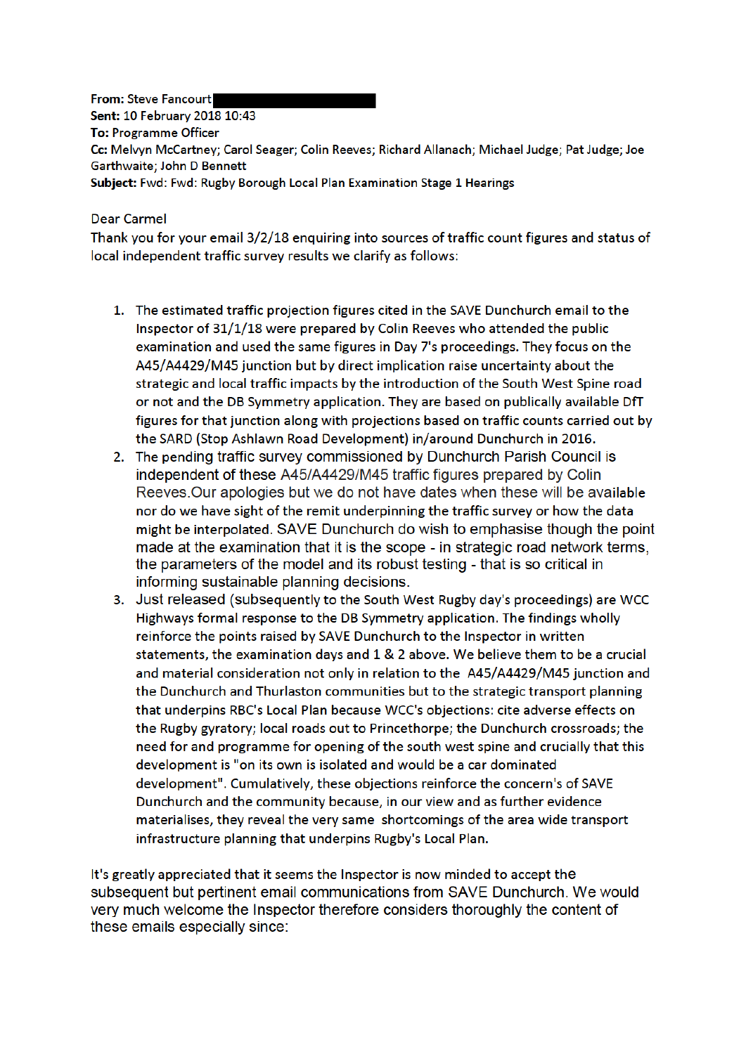**From:** Steve Fancourt
**Sent:** 10 February 2018 10:43
**To:** Programme Officer
**Cc:** Melvyn McCartney; Carol Seager; Colin Reeves; Richard Allanach; Michael Judge; Pat Judge; Joe Garthwaite; John D Bennett
**Subject:** Fwd: Fwd: Rugby Borough Local Plan Examination Stage 1 Hearings

Dear Carmel

Thank you for your email 3/2/18 enquiring into sources of traffic count figures and status of local independent traffic survey results we clarify as follows:

1. The estimated traffic projection figures cited in the SAVE Dunchurch email to the Inspector of 31/1/18 were prepared by Colin Reeves who attended the public examination and used the same figures in Day 7's proceedings. They focus on the A45/A4429/M45 junction but by direct implication raise uncertainty about the strategic and local traffic impacts by the introduction of the South West Spine road or not and the DB Symmetry application. They are based on publically available DfT figures for that junction along with projections based on traffic counts carried out by the SARD (Stop Ashlawn Road Development) in/around Dunchurch in 2016.
2. The pending traffic survey commissioned by Dunchurch Parish Council is independent of these A45/A4429/M45 traffic figures prepared by Colin Reeves.Our apologies but we do not have dates when these will be available nor do we have sight of the remit underpinning the traffic survey or how the data might be interpolated. SAVE Dunchurch do wish to emphasise though the point made at the examination that it is the scope - in strategic road network terms, the parameters of the model and its robust testing - that is so critical in informing sustainable planning decisions.
3. Just released (subsequently to the South West Rugby day's proceedings) are WCC Highways formal response to the DB Symmetry application. The findings wholly reinforce the points raised by SAVE Dunchurch to the Inspector in written statements, the examination days and 1 & 2 above. We believe them to be a crucial and material consideration not only in relation to the A45/A4429/M45 junction and the Dunchurch and Thurlaston communities but to the strategic transport planning that underpins RBC's Local Plan because WCC's objections: cite adverse effects on the Rugby gyratory; local roads out to Princethorpe; the Dunchurch crossroads; the need for and programme for opening of the south west spine and crucially that this development is "on its own is isolated and would be a car dominated development". Cumulatively, these objections reinforce the concern's of SAVE Dunchurch and the community because, in our view and as further evidence materialises, they reveal the very same shortcomings of the area wide transport infrastructure planning that underpins Rugby's Local Plan.

It's greatly appreciated that it seems the Inspector is now minded to accept the subsequent but pertinent email communications from SAVE Dunchurch. We would very much welcome the Inspector therefore considers thoroughly the content of these emails especially since: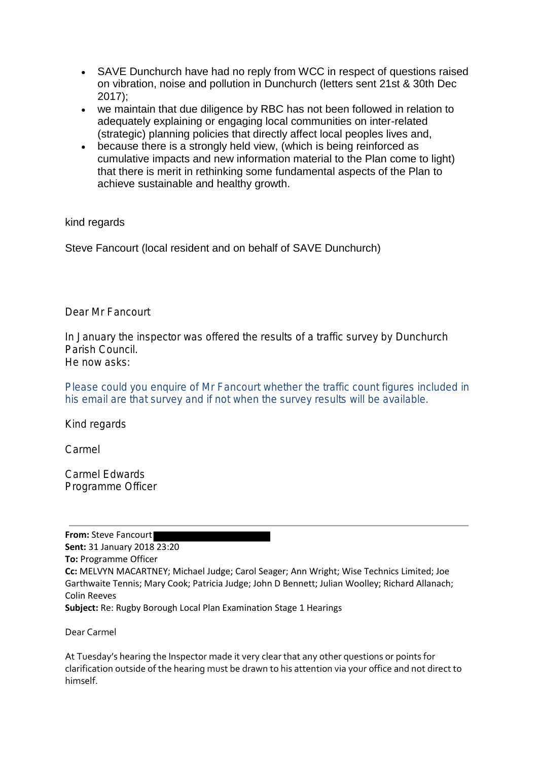- SAVE Dunchurch have had no reply from WCC in respect of questions raised on vibration, noise and pollution in Dunchurch (letters sent 21st & 30th Dec 2017);
- we maintain that due diligence by RBC has not been followed in relation to adequately explaining or engaging local communities on inter-related (strategic) planning policies that directly affect local peoples lives and,
- because there is a strongly held view, (which is being reinforced as cumulative impacts and new information material to the Plan come to light) that there is merit in rethinking some fundamental aspects of the Plan to achieve sustainable and healthy growth.

kind regards

Steve Fancourt (local resident and on behalf of SAVE Dunchurch)

Dear Mr Fancourt

In January the inspector was offered the results of a traffic survey by Dunchurch Parish Council.
He now asks:

Please could you enquire of Mr Fancourt whether the traffic count figures included in his email are that survey and if not when the survey results will be available.

Kind regards

Carmel

Carmel Edwards
Programme Officer

---

**From:** Steve Fancourt [redacted]
**Sent:** 31 January 2018 23:20
**To:** Programme Officer
**Cc:** MELVYN MACARTNEY; Michael Judge; Carol Seager; Ann Wright; Wise Technics Limited; Joe Garthwaite Tennis; Mary Cook; Patricia Judge; John D Bennett; Julian Woolley; Richard Allanach; Colin Reeves
**Subject:** Re: Rugby Borough Local Plan Examination Stage 1 Hearings

Dear Carmel

At Tuesday's hearing the Inspector made it very clear that any other questions or points for clarification outside of the hearing must be drawn to his attention via your office and not direct to himself.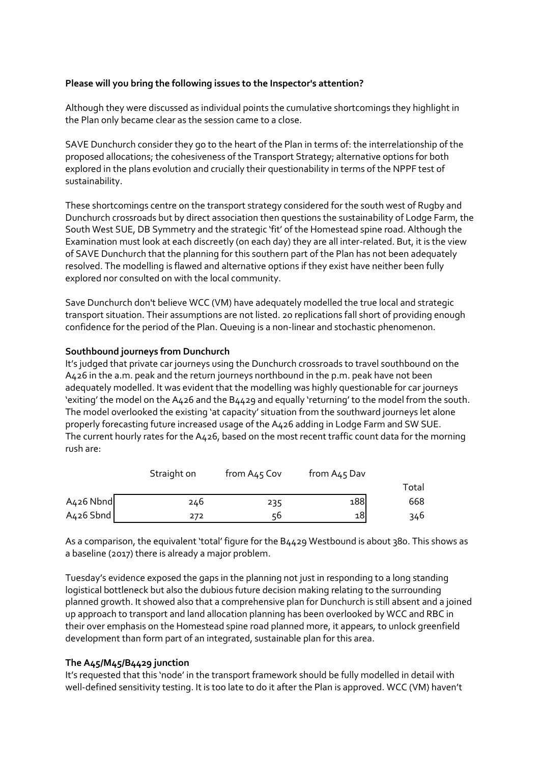**Please will you bring the following issues to the Inspector's attention?**

Although they were discussed as individual points the cumulative shortcomings they highlight in the Plan only became clear as the session came to a close.

SAVE Dunchurch consider they go to the heart of the Plan in terms of: the interrelationship of the proposed allocations; the cohesiveness of the Transport Strategy; alternative options for both explored in the plans evolution and crucially their questionability in terms of the NPPF test of sustainability.

These shortcomings centre on the transport strategy considered for the south west of Rugby and Dunchurch crossroads but by direct association then questions the sustainability of Lodge Farm, the South West SUE, DB Symmetry and the strategic 'fit' of the Homestead spine road. Although the Examination must look at each discreetly (on each day) they are all inter-related. But, it is the view of SAVE Dunchurch that the planning for this southern part of the Plan has not been adequately resolved. The modelling is flawed and alternative options if they exist have neither been fully explored nor consulted on with the local community.

Save Dunchurch don't believe WCC (VM) have adequately modelled the true local and strategic transport situation. Their assumptions are not listed. 20 replications fall short of providing enough confidence for the period of the Plan. Queuing is a non-linear and stochastic phenomenon.

**Southbound journeys from Dunchurch**

It's judged that private car journeys using the Dunchurch crossroads to travel southbound on the A426 in the a.m. peak and the return journeys northbound in the p.m. peak have not been adequately modelled. It was evident that the modelling was highly questionable for car journeys 'exiting' the model on the A426 and the B4429 and equally 'returning' to the model from the south. The model overlooked the existing 'at capacity' situation from the southward journeys let alone properly forecasting future increased usage of the A426 adding in Lodge Farm and SW SUE. The current hourly rates for the A426, based on the most recent traffic count data for the morning rush are:

| | Straight on | from A45 Cov | from A45 Dav | Total |
|---|---|---|---|---|
| A426 Nbnd | 246 | 235 | 188 | 668 |
| A426 Sbnd | 272 | 56 | 18 | 346 |

As a comparison, the equivalent 'total' figure for the B4429 Westbound is about 380. This shows as a baseline (2017) there is already a major problem.

Tuesday's evidence exposed the gaps in the planning not just in responding to a long standing logistical bottleneck but also the dubious future decision making relating to the surrounding planned growth. It showed also that a comprehensive plan for Dunchurch is still absent and a joined up approach to transport and land allocation planning has been overlooked by WCC and RBC in their over emphasis on the Homestead spine road planned more, it appears, to unlock greenfield development than form part of an integrated, sustainable plan for this area.

**The A45/M45/B4429 junction**

It's requested that this 'node' in the transport framework should be fully modelled in detail with well-defined sensitivity testing. It is too late to do it after the Plan is approved. WCC (VM) haven't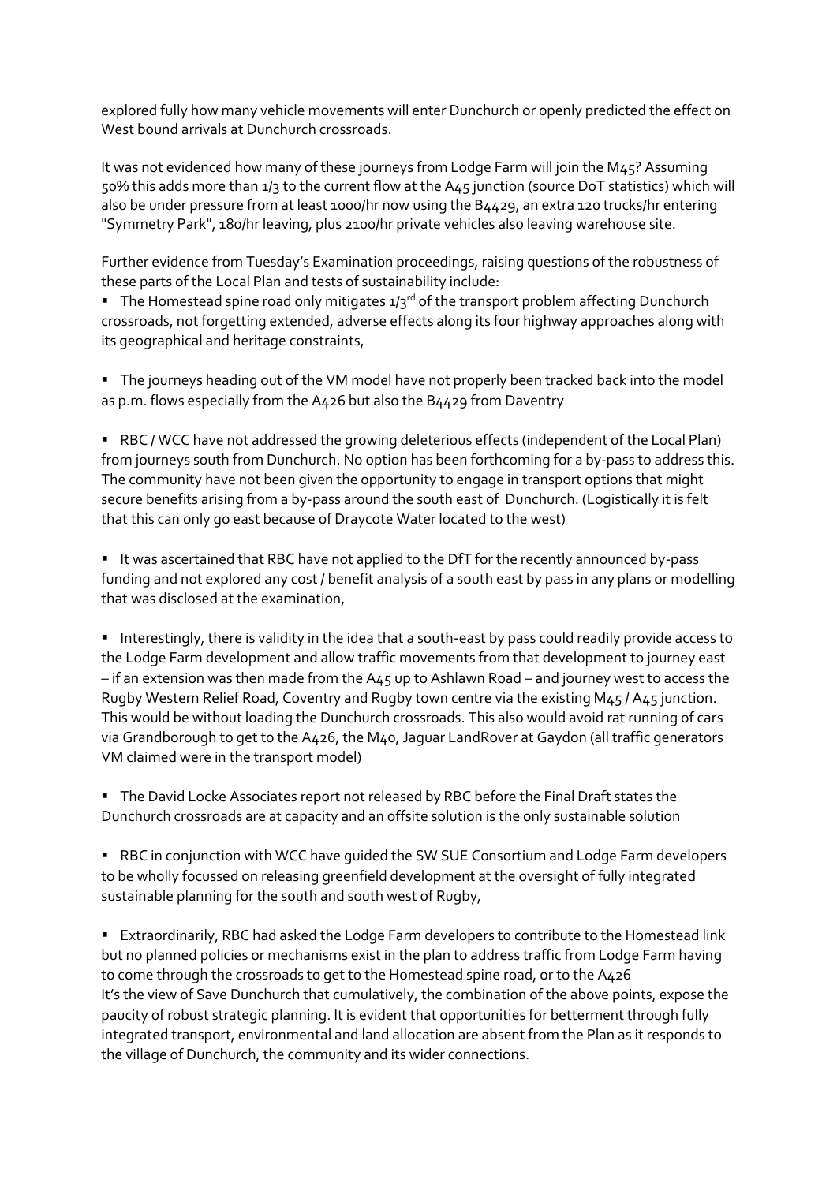explored fully how many vehicle movements will enter Dunchurch or openly predicted the effect on West bound arrivals at Dunchurch crossroads.

It was not evidenced how many of these journeys from Lodge Farm will join the M45? Assuming 50% this adds more than 1/3 to the current flow at the A45 junction (source DoT statistics) which will also be under pressure from at least 1000/hr now using the B4429, an extra 120 trucks/hr entering "Symmetry Park", 180/hr leaving, plus 2100/hr private vehicles also leaving warehouse site.

Further evidence from Tuesday's Examination proceedings, raising questions of the robustness of these parts of the Local Plan and tests of sustainability include:

- The Homestead spine road only mitigates 1/3rd of the transport problem affecting Dunchurch crossroads, not forgetting extended, adverse effects along its four highway approaches along with its geographical and heritage constraints,

- The journeys heading out of the VM model have not properly been tracked back into the model as p.m. flows especially from the A426 but also the B4429 from Daventry

- RBC / WCC have not addressed the growing deleterious effects (independent of the Local Plan) from journeys south from Dunchurch. No option has been forthcoming for a by-pass to address this. The community have not been given the opportunity to engage in transport options that might secure benefits arising from a by-pass around the south east of Dunchurch. (Logistically it is felt that this can only go east because of Draycote Water located to the west)

- It was ascertained that RBC have not applied to the DfT for the recently announced by-pass funding and not explored any cost / benefit analysis of a south east by pass in any plans or modelling that was disclosed at the examination,

- Interestingly, there is validity in the idea that a south-east by pass could readily provide access to the Lodge Farm development and allow traffic movements from that development to journey east – if an extension was then made from the A45 up to Ashlawn Road – and journey west to access the Rugby Western Relief Road, Coventry and Rugby town centre via the existing M45 / A45 junction. This would be without loading the Dunchurch crossroads. This also would avoid rat running of cars via Grandborough to get to the A426, the M40, Jaguar LandRover at Gaydon (all traffic generators VM claimed were in the transport model)

- The David Locke Associates report not released by RBC before the Final Draft states the Dunchurch crossroads are at capacity and an offsite solution is the only sustainable solution

- RBC in conjunction with WCC have guided the SW SUE Consortium and Lodge Farm developers to be wholly focussed on releasing greenfield development at the oversight of fully integrated sustainable planning for the south and south west of Rugby,

- Extraordinarily, RBC had asked the Lodge Farm developers to contribute to the Homestead link but no planned policies or mechanisms exist in the plan to address traffic from Lodge Farm having to come through the crossroads to get to the Homestead spine road, or to the A426

It's the view of Save Dunchurch that cumulatively, the combination of the above points, expose the paucity of robust strategic planning. It is evident that opportunities for betterment through fully integrated transport, environmental and land allocation are absent from the Plan as it responds to the village of Dunchurch, the community and its wider connections.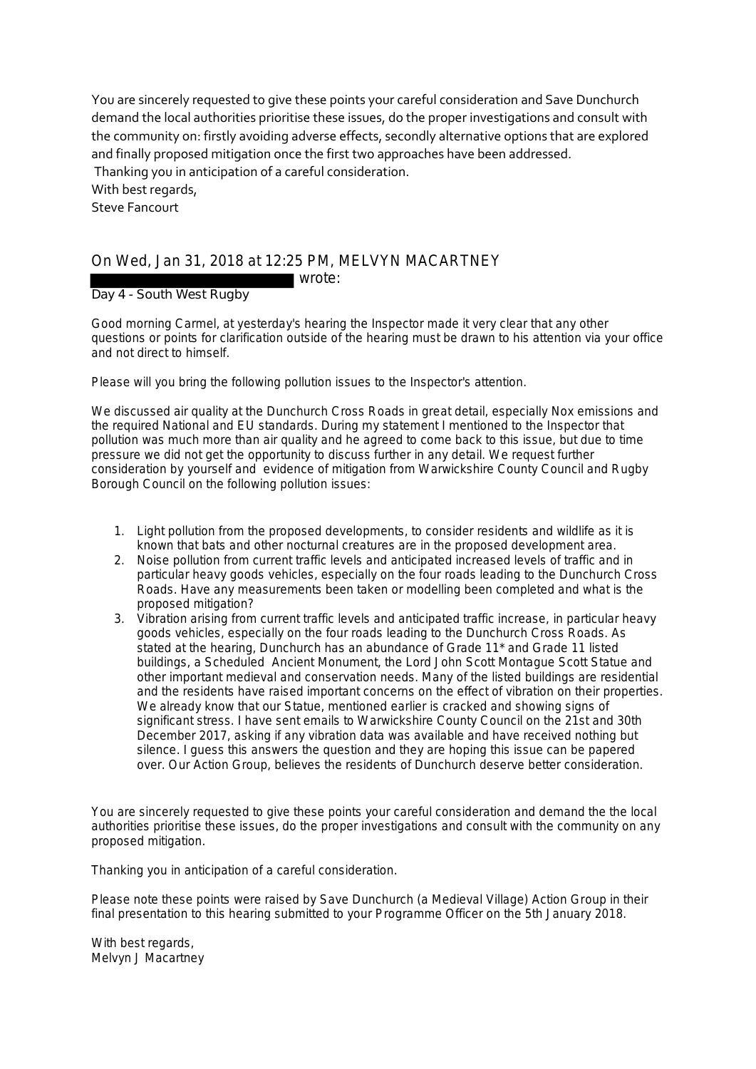You are sincerely requested to give these points your careful consideration and Save Dunchurch demand the local authorities prioritise these issues, do the proper investigations and consult with the community on: firstly avoiding adverse effects, secondly alternative options that are explored and finally proposed mitigation once the first two approaches have been addressed.

Thanking you in anticipation of a careful consideration.

With best regards,
Steve Fancourt

On Wed, Jan 31, 2018 at 12:25 PM, MELVYN MACARTNEY wrote:

Day 4 - South West Rugby

Good morning Carmel, at yesterday's hearing the Inspector made it very clear that any other questions or points for clarification outside of the hearing must be drawn to his attention via your office and not direct to himself.

Please will you bring the following pollution issues to the Inspector's attention.

We discussed air quality at the Dunchurch Cross Roads in great detail, especially Nox emissions and the required National and EU standards. During my statement I mentioned to the Inspector that pollution was much more than air quality and he agreed to come back to this issue, but due to time pressure we did not get the opportunity to discuss further in any detail. We request further consideration by yourself and evidence of mitigation from Warwickshire County Council and Rugby Borough Council on the following pollution issues:

1. Light pollution from the proposed developments, to consider residents and wildlife as it is known that bats and other nocturnal creatures are in the proposed development area.
2. Noise pollution from current traffic levels and anticipated increased levels of traffic and in particular heavy goods vehicles, especially on the four roads leading to the Dunchurch Cross Roads. Have any measurements been taken or modelling been completed and what is the proposed mitigation?
3. Vibration arising from current traffic levels and anticipated traffic increase, in particular heavy goods vehicles, especially on the four roads leading to the Dunchurch Cross Roads. As stated at the hearing, Dunchurch has an abundance of Grade 11* and Grade 11 listed buildings, a Scheduled Ancient Monument, the Lord John Scott Montague Scott Statue and other important medieval and conservation needs. Many of the listed buildings are residential and the residents have raised important concerns on the effect of vibration on their properties. We already know that our Statue, mentioned earlier is cracked and showing signs of significant stress. I have sent emails to Warwickshire County Council on the 21st and 30th December 2017, asking if any vibration data was available and have received nothing but silence. I guess this answers the question and they are hoping this issue can be papered over. Our Action Group, believes the residents of Dunchurch deserve better consideration.

You are sincerely requested to give these points your careful consideration and demand the the local authorities prioritise these issues, do the proper investigations and consult with the community on any proposed mitigation.

Thanking you in anticipation of a careful consideration.

Please note these points were raised by Save Dunchurch (a Medieval Village) Action Group in their final presentation to this hearing submitted to your Programme Officer on the 5th January 2018.

With best regards,
Melvyn J Macartney